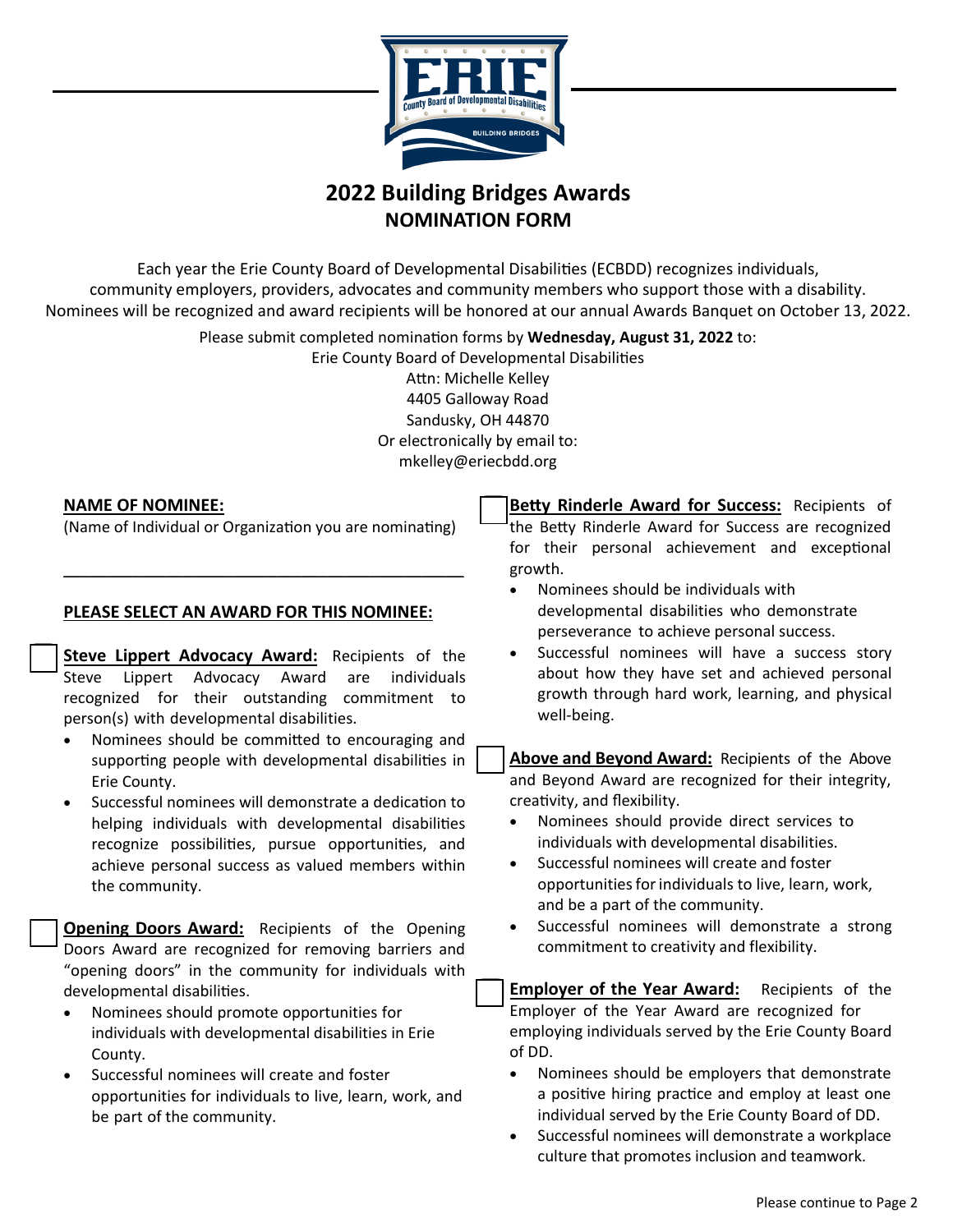# 2022 Building Bridges Awards

## NOMINATION FORM

Each year the Erie County Board of Developmental Disabilities (ECBDD) recognizes individuals, community employers, providers, advocates and community members who support those with a disability. Nominees will be recognized and award recipients will be honored at our annual Awards Banquet on October 13, 2022.

Please submit completed nomination forms by **Wednesday, August 31, 2022** to:
Erie County Board of Developmental Disabilities
Attn: Michelle Kelley
4405 Galloway Road
Sandusky, OH 44870
Or electronically by email to:
mkelley@eriecbdd.org

**NAME OF NOMINEE:**
(Name of Individual or Organization you are nominating)

_____________________________________________

**PLEASE SELECT AN AN AWARD FOR THIS NOMINEE:**

☐ **Steve Lippert Advocacy Award:** Recipients of the Steve Lippert Advocacy Award are individuals recognized for their outstanding commitment to person(s) with developmental disabilities.

- Nominees should be committed to encouraging and supporting people with developmental disabilities in Erie County.
- Successful nominees will demonstrate a dedication to helping individuals with developmental disabilities recognize possibilities, pursue opportunities, and achieve personal success as valued members within the community.

☐ **Opening Doors Award:** Recipients of the Opening Doors Award are recognized for removing barriers and "opening doors" in the community for individuals with developmental disabilities.

- Nominees should promote opportunities for individuals with developmental disabilities in Erie County.
- Successful nominees will create and foster opportunities for individuals to live, learn, work, and be part of the community.

☐ **Betty Rinderle Award for Success:** Recipients of the Betty Rinderle Award for Success are recognized for their personal achievement and exceptional growth.

- Nominees should be individuals with developmental disabilities who demonstrate perseverance to achieve personal success.
- Successful nominees will have a success story about how they have set and achieved personal growth through hard work, learning, and physical well-being.

☐ **Above and Beyond Award:** Recipients of the Above and Beyond Award are recognized for their integrity, creativity, and flexibility.

- Nominees should provide direct services to individuals with developmental disabilities.
- Successful nominees will create and foster opportunities for individuals to live, learn, work, and be a part of the community.
- Successful nominees will demonstrate a strong commitment to creativity and flexibility.

☐ **Employer of the Year Award:** Recipients of the Employer of the Year Award are recognized for employing individuals served by the Erie County Board of DD.

- Nominees should be employers that demonstrate a positive hiring practice and employ at least one individual served by the Erie County Board of DD.
- Successful nominees will demonstrate a workplace culture that promotes inclusion and teamwork.

Please continue to Page 2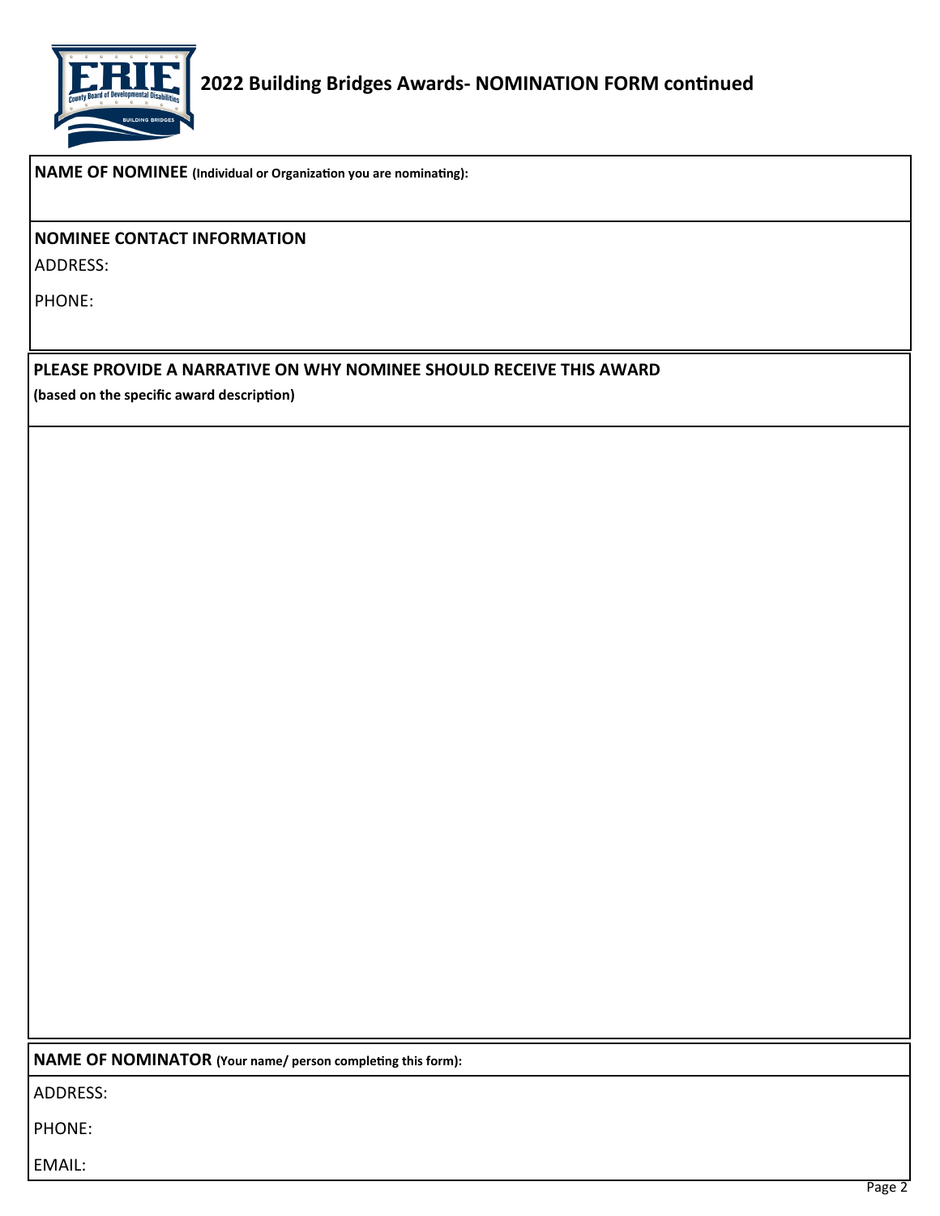# 2022 Building Bridges Awards- NOMINATION FORM continued

**NAME OF NOMINEE** **(Individual or Organization you are nominating):**

**NOMINEE CONTACT INFORMATION**

ADDRESS:

PHONE:

**PLEASE PROVIDE A NARRATIVE ON WHY NOMINEE SHOULD RECEIVE THIS AWARD**

**(based on the specific award description)**

**NAME OF NOMINATOR** **(Your name/ person completing this form):**

ADDRESS:

PHONE:

EMAIL: